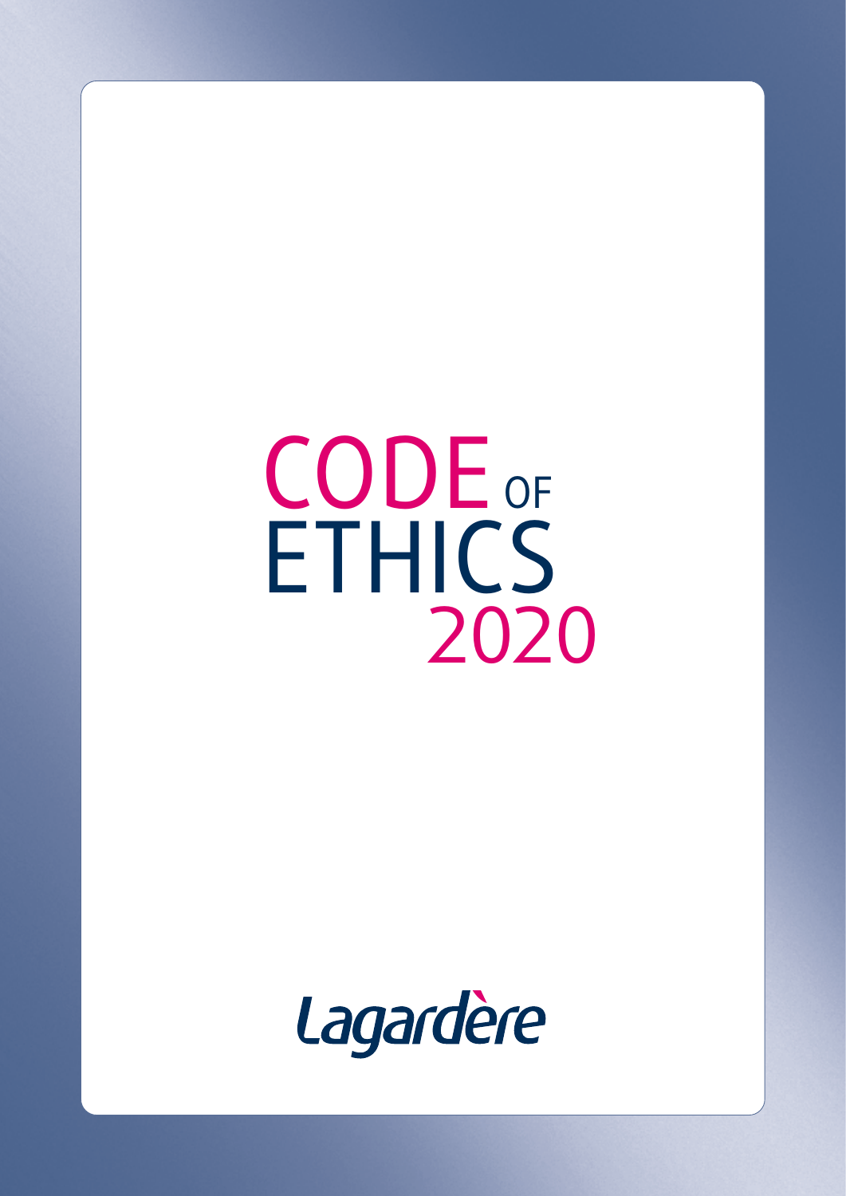# CODE OF ETHICS 2020

Lagardère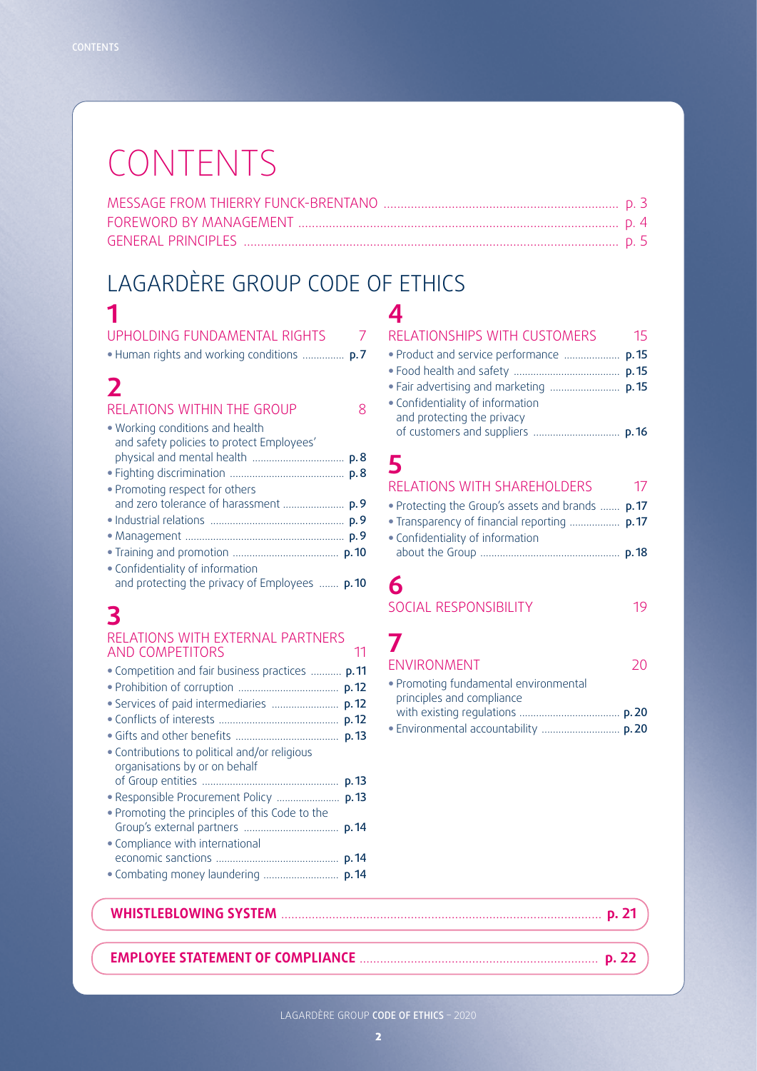# CONTENTS

MESSAGE FROM THIERRY FUNCK-BRENTANO ..... p. 3
FOREWORD BY MANAGEMENT ..... p. 4
GENERAL PRINCIPLES ..... p. 5

## LAGARDÈRE GROUP CODE OF ETHICS

### 1 UPHOLDING FUNDAMENTAL RIGHTS — 7

- Human rights and working conditions ..... p. 7

### 2 RELATIONS WITHIN THE GROUP — 8

- Working conditions and health and safety policies to protect Employees' physical and mental health ..... p. 8
- Fighting discrimination ..... p. 8
- Promoting respect for others and zero tolerance of harassment ..... p. 9
- Industrial relations ..... p. 9
- Management ..... p. 9
- Training and promotion ..... p. 10
- Confidentiality of information and protecting the privacy of Employees ..... p. 10

### 3 RELATIONS WITH EXTERNAL PARTNERS AND COMPETITORS — 11

- Competition and fair business practices ..... p. 11
- Prohibition of corruption ..... p. 12
- Services of paid intermediaries ..... p. 12
- Conflicts of interests ..... p. 12
- Gifts and other benefits ..... p. 13
- Contributions to political and/or religious organisations by or on behalf of Group entities ..... p. 13
- Responsible Procurement Policy ..... p. 13
- Promoting the principles of this Code to the Group's external partners ..... p. 14
- Compliance with international economic sanctions ..... p. 14
- Combating money laundering ..... p. 14

### 4 RELATIONSHIPS WITH CUSTOMERS — 15

- Product and service performance ..... p. 15
- Food health and safety ..... p. 15
- Fair advertising and marketing ..... p. 15
- Confidentiality of information and protecting the privacy of customers and suppliers ..... p. 16

### 5 RELATIONS WITH SHAREHOLDERS — 17

- Protecting the Group's assets and brands ..... p. 17
- Transparency of financial reporting ..... p. 17
- Confidentiality of information about the Group ..... p. 18

### 6 SOCIAL RESPONSIBILITY — 19

### 7 ENVIRONMENT — 20

- Promoting fundamental environmental principles and compliance with existing regulations ..... p. 20
- Environmental accountability ..... p. 20

**WHISTLEBLOWING SYSTEM** ..... **p. 21**

**EMPLOYEE STATEMENT OF COMPLIANCE** ..... **p. 22**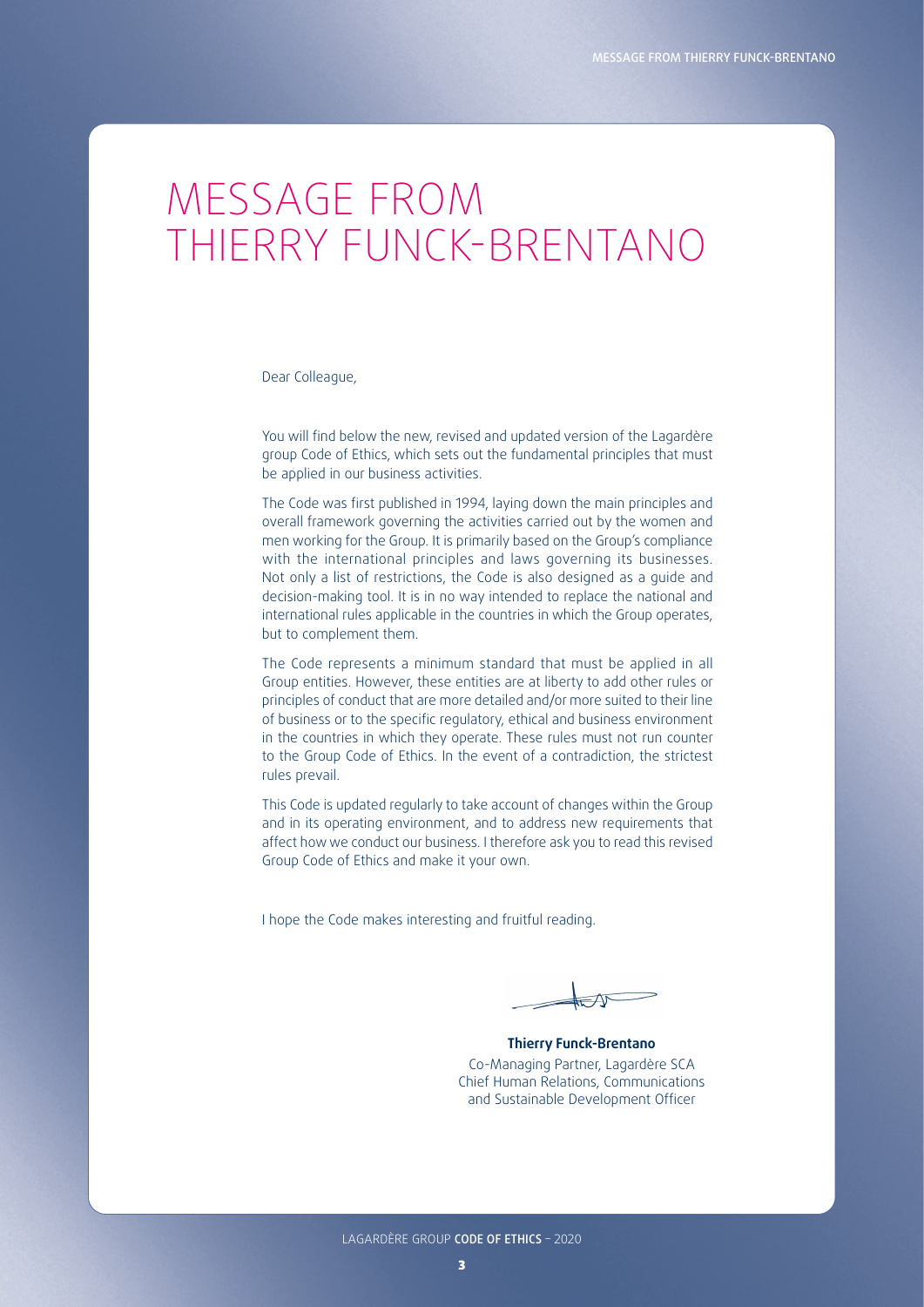# MESSAGE FROM THIERRY FUNCK-BRENTANO

Dear Colleague,

You will find below the new, revised and updated version of the Lagardère group Code of Ethics, which sets out the fundamental principles that must be applied in our business activities.

The Code was first published in 1994, laying down the main principles and overall framework governing the activities carried out by the women and men working for the Group. It is primarily based on the Group's compliance with the international principles and laws governing its businesses. Not only a list of restrictions, the Code is also designed as a guide and decision-making tool. It is in no way intended to replace the national and international rules applicable in the countries in which the Group operates, but to complement them.

The Code represents a minimum standard that must be applied in all Group entities. However, these entities are at liberty to add other rules or principles of conduct that are more detailed and/or more suited to their line of business or to the specific regulatory, ethical and business environment in the countries in which they operate. These rules must not run counter to the Group Code of Ethics. In the event of a contradiction, the strictest rules prevail.

This Code is updated regularly to take account of changes within the Group and in its operating environment, and to address new requirements that affect how we conduct our business. I therefore ask you to read this revised Group Code of Ethics and make it your own.

I hope the Code makes interesting and fruitful reading.

**Thierry Funck-Brentano**
Co-Managing Partner, Lagardère SCA
Chief Human Relations, Communications and Sustainable Development Officer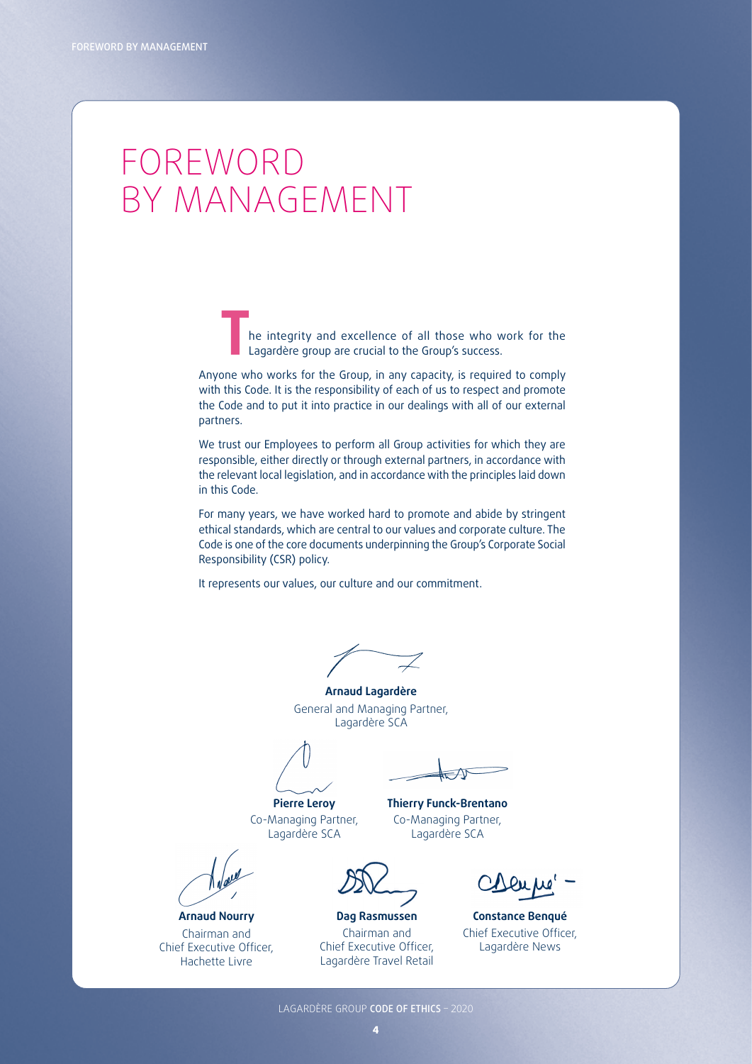# FOREWORD BY MANAGEMENT

The integrity and excellence of all those who work for the Lagardère group are crucial to the Group's success.

Anyone who works for the Group, in any capacity, is required to comply with this Code. It is the responsibility of each of us to respect and promote the Code and to put it into practice in our dealings with all of our external partners.

We trust our Employees to perform all Group activities for which they are responsible, either directly or through external partners, in accordance with the relevant local legislation, and in accordance with the principles laid down in this Code.

For many years, we have worked hard to promote and abide by stringent ethical standards, which are central to our values and corporate culture. The Code is one of the core documents underpinning the Group's Corporate Social Responsibility (CSR) policy.

It represents our values, our culture and our commitment.

**Arnaud Lagardère**
General and Managing Partner,
Lagardère SCA

**Pierre Leroy**
Co-Managing Partner,
Lagardère SCA

**Thierry Funck-Brentano**
Co-Managing Partner,
Lagardère SCA

**Arnaud Nourry**
Chairman and
Chief Executive Officer,
Hachette Livre

**Dag Rasmussen**
Chairman and
Chief Executive Officer,
Lagardère Travel Retail

**Constance Benqué**
Chief Executive Officer,
Lagardère News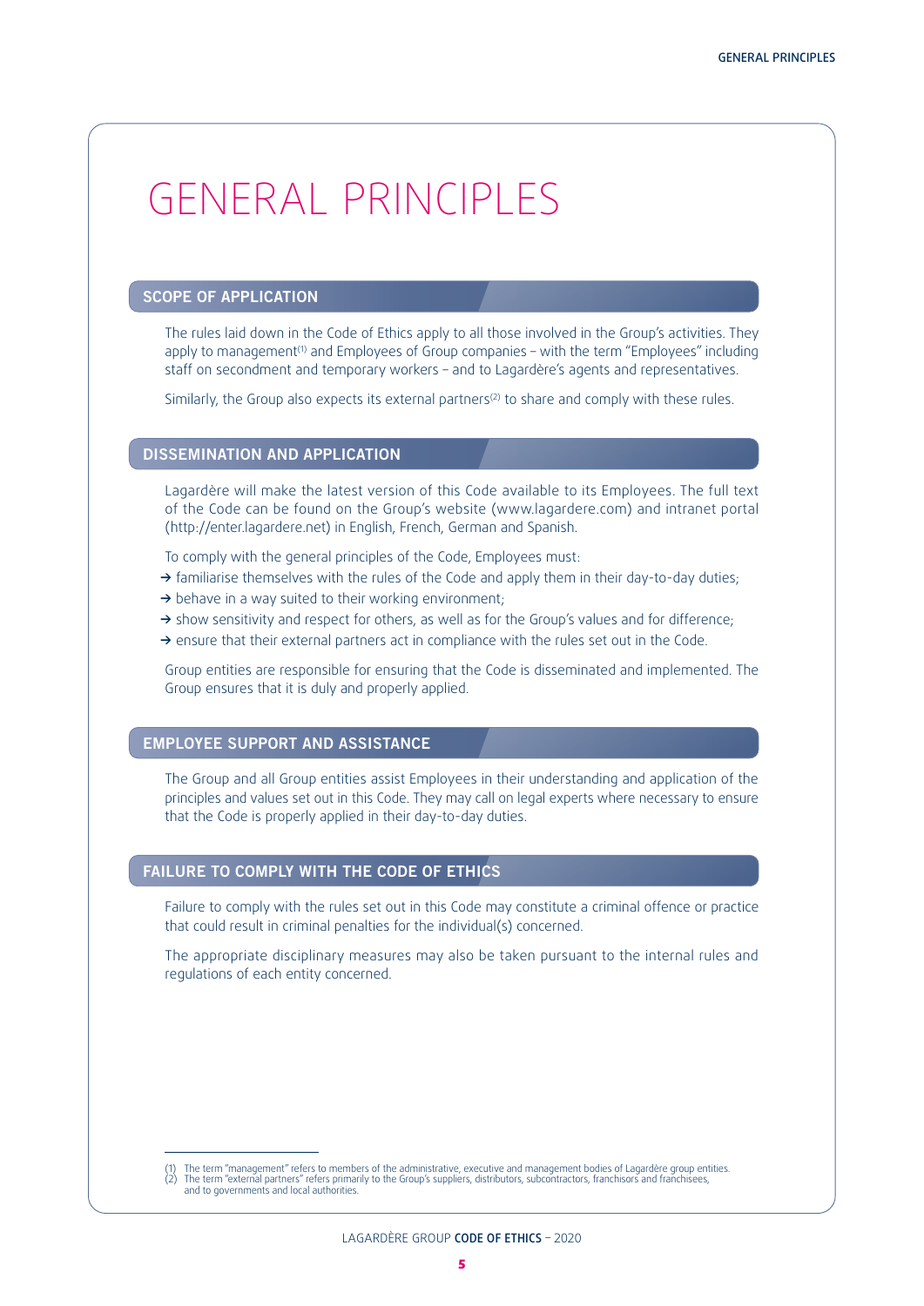# GENERAL PRINCIPLES

## SCOPE OF APPLICATION

The rules laid down in the Code of Ethics apply to all those involved in the Group's activities. They apply to management[1] and Employees of Group companies – with the term "Employees" including staff on secondment and temporary workers – and to Lagardère's agents and representatives.

Similarly, the Group also expects its external partners[2] to share and comply with these rules.

## DISSEMINATION AND APPLICATION

Lagardère will make the latest version of this Code available to its Employees. The full text of the Code can be found on the Group's website (www.lagardere.com) and intranet portal (http://enter.lagardere.net) in English, French, German and Spanish.

To comply with the general principles of the Code, Employees must:

- → familiarise themselves with the rules of the Code and apply them in their day-to-day duties;
- → behave in a way suited to their working environment;
- → show sensitivity and respect for others, as well as for the Group's values and for difference;
- → ensure that their external partners act in compliance with the rules set out in the Code.

Group entities are responsible for ensuring that the Code is disseminated and implemented. The Group ensures that it is duly and properly applied.

## EMPLOYEE SUPPORT AND ASSISTANCE

The Group and all Group entities assist Employees in their understanding and application of the principles and values set out in this Code. They may call on legal experts where necessary to ensure that the Code is properly applied in their day-to-day duties.

## FAILURE TO COMPLY WITH THE CODE OF ETHICS

Failure to comply with the rules set out in this Code may constitute a criminal offence or practice that could result in criminal penalties for the individual(s) concerned.

The appropriate disciplinary measures may also be taken pursuant to the internal rules and regulations of each entity concerned.

---

(1) The term "management" refers to members of the administrative, executive and management bodies of Lagardère group entities.
(2) The term "external partners" refers primarily to the Group's suppliers, distributors, subcontractors, franchisors and franchisees, and to governments and local authorities.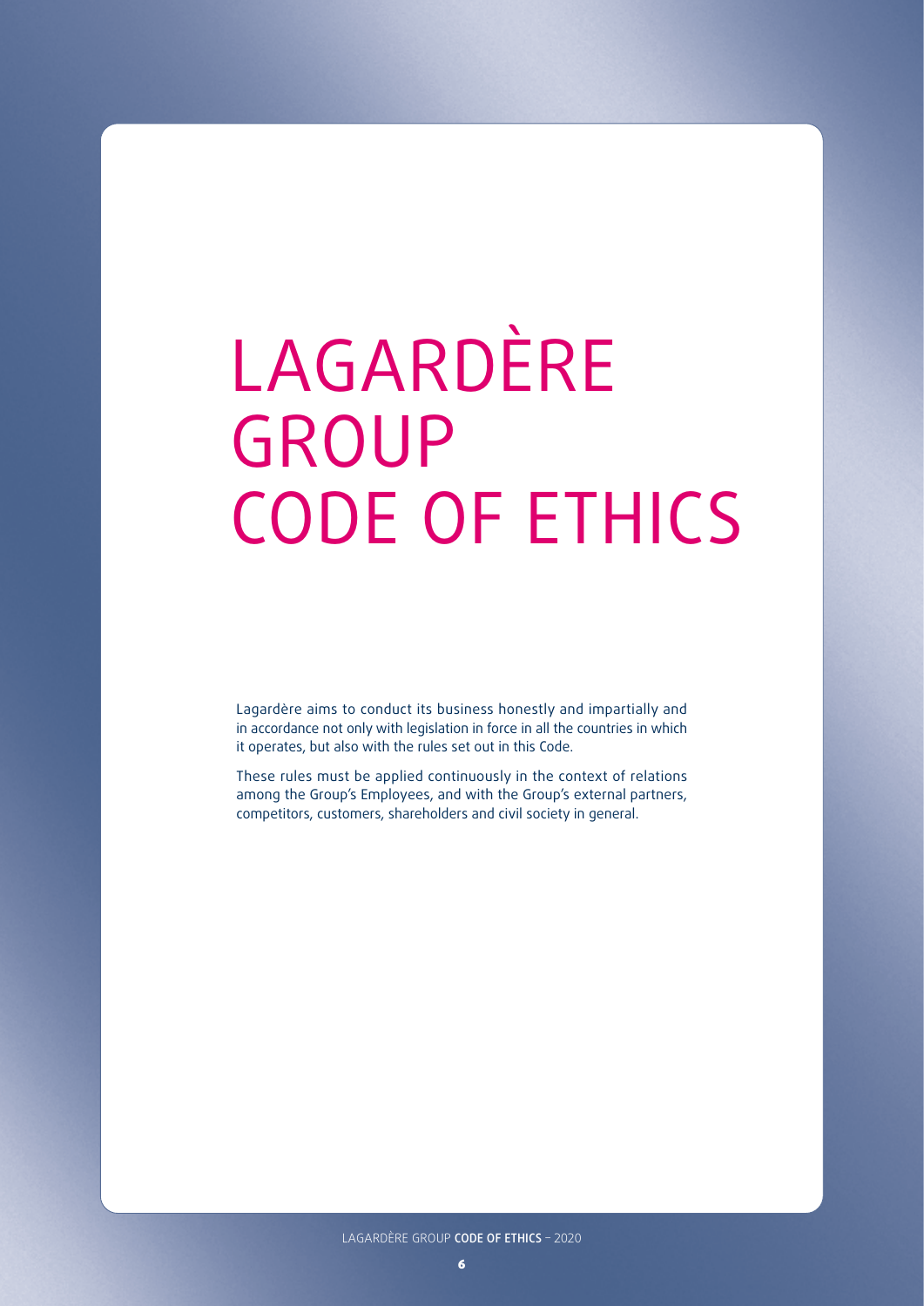# LAGARDÈRE GROUP CODE OF ETHICS

Lagardère aims to conduct its business honestly and impartially and in accordance not only with legislation in force in all the countries in which it operates, but also with the rules set out in this Code.

These rules must be applied continuously in the context of relations among the Group's Employees, and with the Group's external partners, competitors, customers, shareholders and civil society in general.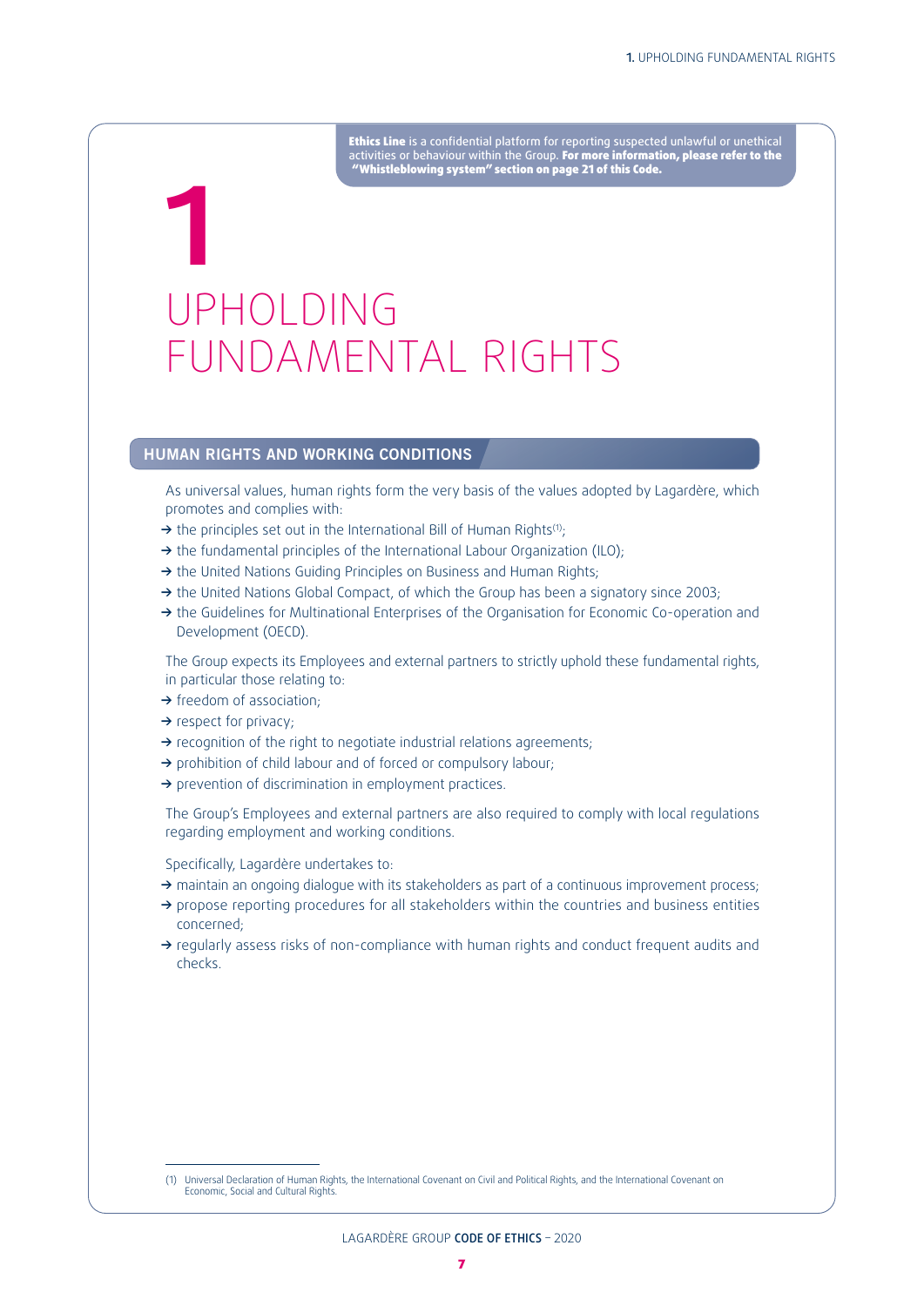**Ethics Line** is a confidential platform for reporting suspected unlawful or unethical activities or behaviour within the Group. **For more information, please refer to the "Whistleblowing system" section on page 21 of this Code.**

# 1 UPHOLDING FUNDAMENTAL RIGHTS

## HUMAN RIGHTS AND WORKING CONDITIONS

As universal values, human rights form the very basis of the values adopted by Lagardère, which promotes and complies with:

- the principles set out in the International Bill of Human Rights[1];
- the fundamental principles of the International Labour Organization (ILO);
- the United Nations Guiding Principles on Business and Human Rights;
- the United Nations Global Compact, of which the Group has been a signatory since 2003;
- the Guidelines for Multinational Enterprises of the Organisation for Economic Co-operation and Development (OECD).

The Group expects its Employees and external partners to strictly uphold these fundamental rights, in particular those relating to:

- freedom of association;
- respect for privacy;
- recognition of the right to negotiate industrial relations agreements;
- prohibition of child labour and of forced or compulsory labour;
- prevention of discrimination in employment practices.

The Group's Employees and external partners are also required to comply with local regulations regarding employment and working conditions.

Specifically, Lagardère undertakes to:

- maintain an ongoing dialogue with its stakeholders as part of a continuous improvement process;
- propose reporting procedures for all stakeholders within the countries and business entities concerned;
- regularly assess risks of non-compliance with human rights and conduct frequent audits and checks.

---

(1) Universal Declaration of Human Rights, the International Covenant on Civil and Political Rights, and the International Covenant on Economic, Social and Cultural Rights.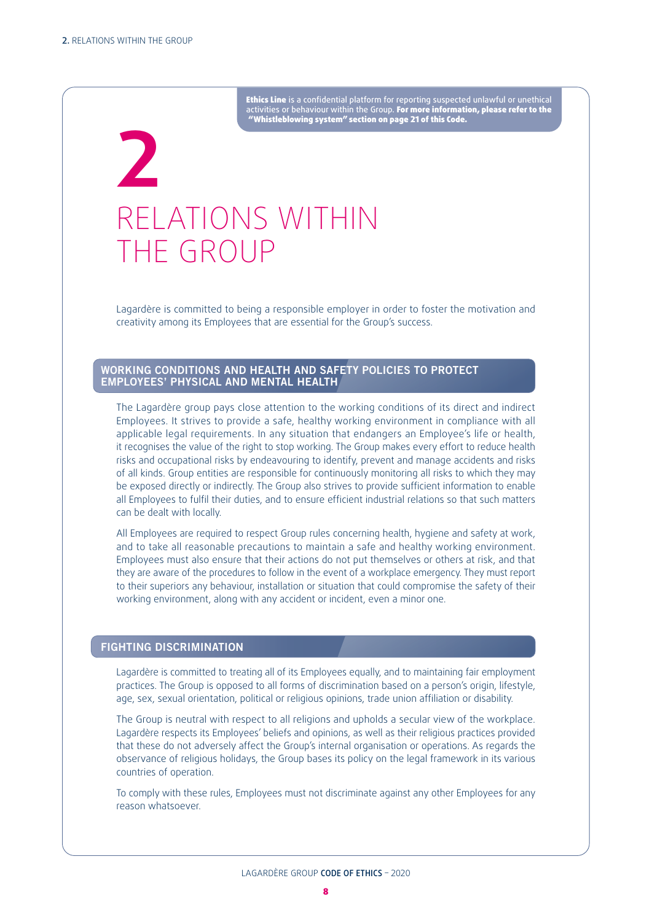**Ethics Line** is a confidential platform for reporting suspected unlawful or unethical activities or behaviour within the Group. **For more information, please refer to the "Whistleblowing system" section on page 21 of this Code.**

# 2 RELATIONS WITHIN THE GROUP

Lagardère is committed to being a responsible employer in order to foster the motivation and creativity among its Employees that are essential for the Group's success.

## WORKING CONDITIONS AND HEALTH AND SAFETY POLICIES TO PROTECT EMPLOYEES' PHYSICAL AND MENTAL HEALTH

The Lagardère group pays close attention to the working conditions of its direct and indirect Employees. It strives to provide a safe, healthy working environment in compliance with all applicable legal requirements. In any situation that endangers an Employee's life or health, it recognises the value of the right to stop working. The Group makes every effort to reduce health risks and occupational risks by endeavouring to identify, prevent and manage accidents and risks of all kinds. Group entities are responsible for continuously monitoring all risks to which they may be exposed directly or indirectly. The Group also strives to provide sufficient information to enable all Employees to fulfil their duties, and to ensure efficient industrial relations so that such matters can be dealt with locally.

All Employees are required to respect Group rules concerning health, hygiene and safety at work, and to take all reasonable precautions to maintain a safe and healthy working environment. Employees must also ensure that their actions do not put themselves or others at risk, and that they are aware of the procedures to follow in the event of a workplace emergency. They must report to their superiors any behaviour, installation or situation that could compromise the safety of their working environment, along with any accident or incident, even a minor one.

## FIGHTING DISCRIMINATION

Lagardère is committed to treating all of its Employees equally, and to maintaining fair employment practices. The Group is opposed to all forms of discrimination based on a person's origin, lifestyle, age, sex, sexual orientation, political or religious opinions, trade union affiliation or disability.

The Group is neutral with respect to all religions and upholds a secular view of the workplace. Lagardère respects its Employees' beliefs and opinions, as well as their religious practices provided that these do not adversely affect the Group's internal organisation or operations. As regards the observance of religious holidays, the Group bases its policy on the legal framework in its various countries of operation.

To comply with these rules, Employees must not discriminate against any other Employees for any reason whatsoever.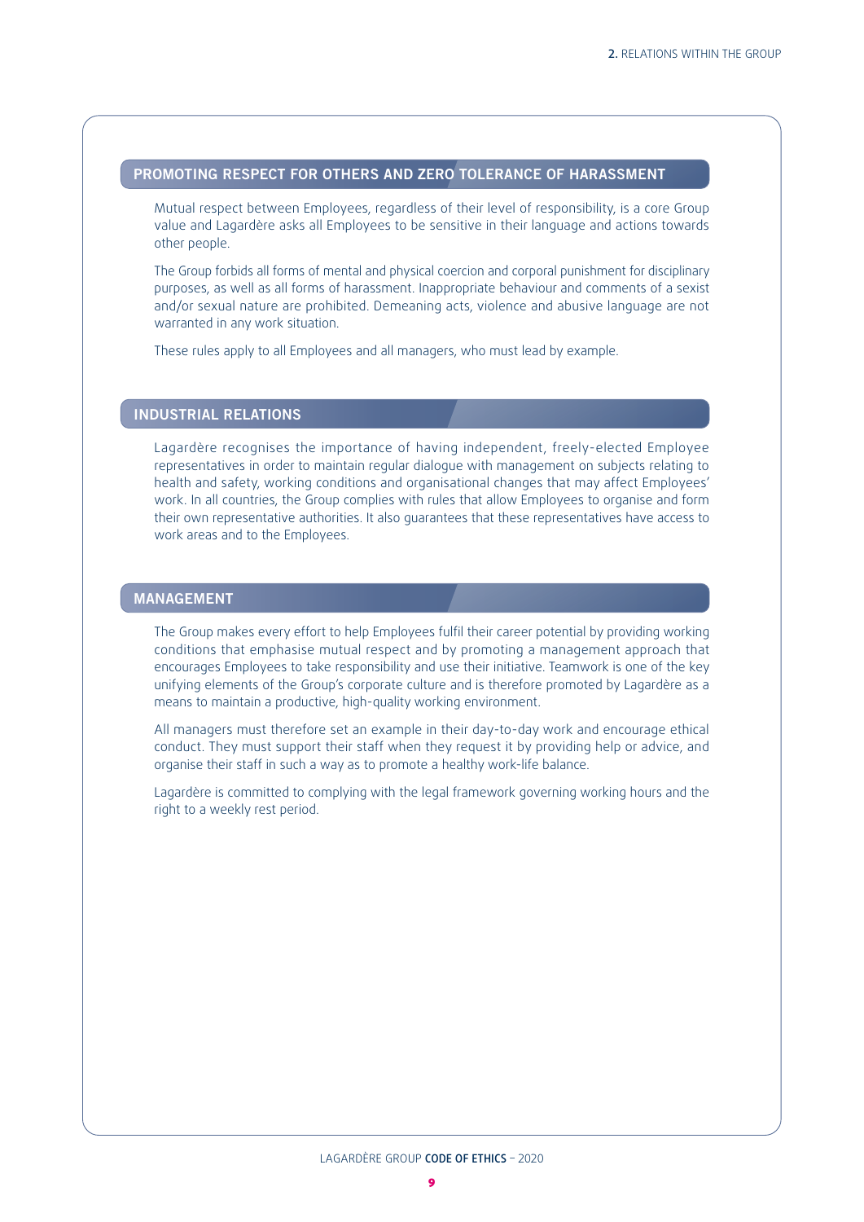## PROMOTING RESPECT FOR OTHERS AND ZERO TOLERANCE OF HARASSMENT

Mutual respect between Employees, regardless of their level of responsibility, is a core Group value and Lagardère asks all Employees to be sensitive in their language and actions towards other people.

The Group forbids all forms of mental and physical coercion and corporal punishment for disciplinary purposes, as well as all forms of harassment. Inappropriate behaviour and comments of a sexist and/or sexual nature are prohibited. Demeaning acts, violence and abusive language are not warranted in any work situation.

These rules apply to all Employees and all managers, who must lead by example.

## INDUSTRIAL RELATIONS

Lagardère recognises the importance of having independent, freely-elected Employee representatives in order to maintain regular dialogue with management on subjects relating to health and safety, working conditions and organisational changes that may affect Employees' work. In all countries, the Group complies with rules that allow Employees to organise and form their own representative authorities. It also guarantees that these representatives have access to work areas and to the Employees.

## MANAGEMENT

The Group makes every effort to help Employees fulfil their career potential by providing working conditions that emphasise mutual respect and by promoting a management approach that encourages Employees to take responsibility and use their initiative. Teamwork is one of the key unifying elements of the Group's corporate culture and is therefore promoted by Lagardère as a means to maintain a productive, high-quality working environment.

All managers must therefore set an example in their day-to-day work and encourage ethical conduct. They must support their staff when they request it by providing help or advice, and organise their staff in such a way as to promote a healthy work-life balance.

Lagardère is committed to complying with the legal framework governing working hours and the right to a weekly rest period.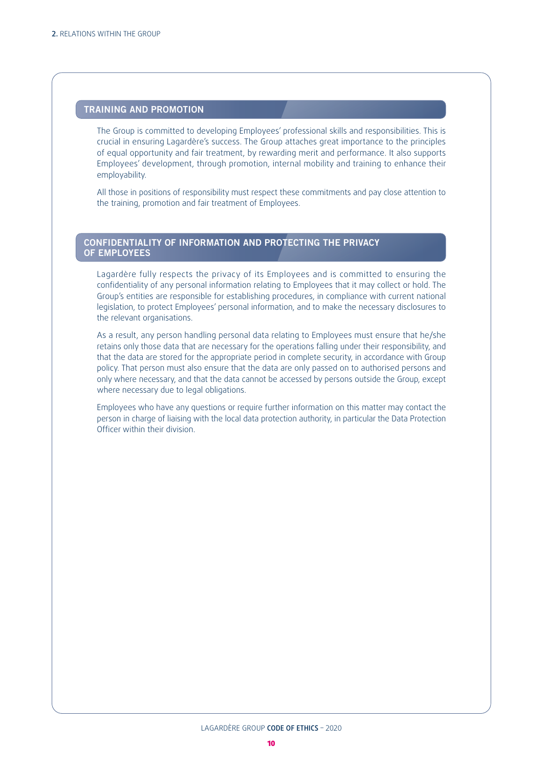## TRAINING AND PROMOTION

The Group is committed to developing Employees' professional skills and responsibilities. This is crucial in ensuring Lagardère's success. The Group attaches great importance to the principles of equal opportunity and fair treatment, by rewarding merit and performance. It also supports Employees' development, through promotion, internal mobility and training to enhance their employability.

All those in positions of responsibility must respect these commitments and pay close attention to the training, promotion and fair treatment of Employees.

## CONFIDENTIALITY OF INFORMATION AND PROTECTING THE PRIVACY OF EMPLOYEES

Lagardère fully respects the privacy of its Employees and is committed to ensuring the confidentiality of any personal information relating to Employees that it may collect or hold. The Group's entities are responsible for establishing procedures, in compliance with current national legislation, to protect Employees' personal information, and to make the necessary disclosures to the relevant organisations.

As a result, any person handling personal data relating to Employees must ensure that he/she retains only those data that are necessary for the operations falling under their responsibility, and that the data are stored for the appropriate period in complete security, in accordance with Group policy. That person must also ensure that the data are only passed on to authorised persons and only where necessary, and that the data cannot be accessed by persons outside the Group, except where necessary due to legal obligations.

Employees who have any questions or require further information on this matter may contact the person in charge of liaising with the local data protection authority, in particular the Data Protection Officer within their division.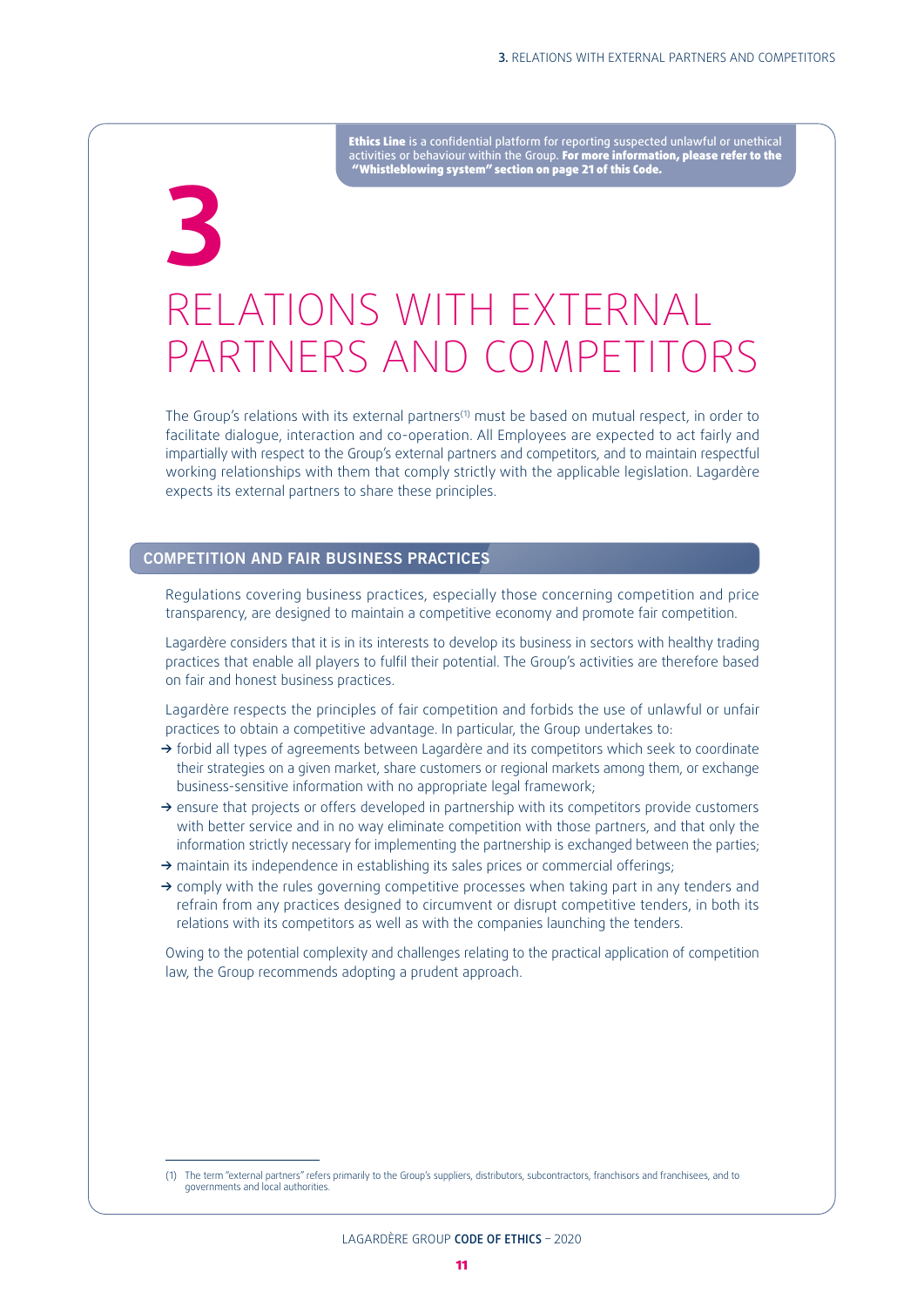**Ethics Line** is a confidential platform for reporting suspected unlawful or unethical activities or behaviour within the Group. **For more information, please refer to the "Whistleblowing system" section on page 21 of this Code.**

# 3 RELATIONS WITH EXTERNAL PARTNERS AND COMPETITORS

The Group's relations with its external partners[1] must be based on mutual respect, in order to facilitate dialogue, interaction and co-operation. All Employees are expected to act fairly and impartially with respect to the Group's external partners and competitors, and to maintain respectful working relationships with them that comply strictly with the applicable legislation. Lagardère expects its external partners to share these principles.

## COMPETITION AND FAIR BUSINESS PRACTICES

Regulations covering business practices, especially those concerning competition and price transparency, are designed to maintain a competitive economy and promote fair competition.

Lagardère considers that it is in its interests to develop its business in sectors with healthy trading practices that enable all players to fulfil their potential. The Group's activities are therefore based on fair and honest business practices.

Lagardère respects the principles of fair competition and forbids the use of unlawful or unfair practices to obtain a competitive advantage. In particular, the Group undertakes to:

- forbid all types of agreements between Lagardère and its competitors which seek to coordinate their strategies on a given market, share customers or regional markets among them, or exchange business-sensitive information with no appropriate legal framework;
- ensure that projects or offers developed in partnership with its competitors provide customers with better service and in no way eliminate competition with those partners, and that only the information strictly necessary for implementing the partnership is exchanged between the parties;
- maintain its independence in establishing its sales prices or commercial offerings;
- comply with the rules governing competitive processes when taking part in any tenders and refrain from any practices designed to circumvent or disrupt competitive tenders, in both its relations with its competitors as well as with the companies launching the tenders.

Owing to the potential complexity and challenges relating to the practical application of competition law, the Group recommends adopting a prudent approach.

---

(1) The term "external partners" refers primarily to the Group's suppliers, distributors, subcontractors, franchisors and franchisees, and to governments and local authorities.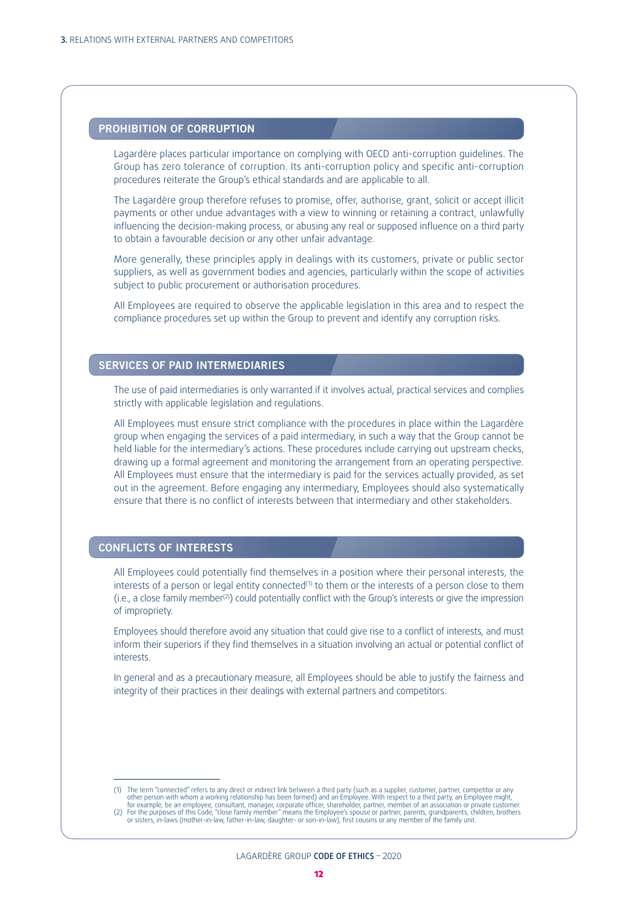## PROHIBITION OF CORRUPTION

Lagardère places particular importance on complying with OECD anti-corruption guidelines. The Group has zero tolerance of corruption. Its anti-corruption policy and specific anti-corruption procedures reiterate the Group's ethical standards and are applicable to all.

The Lagardère group therefore refuses to promise, offer, authorise, grant, solicit or accept illicit payments or other undue advantages with a view to winning or retaining a contract, unlawfully influencing the decision-making process, or abusing any real or supposed influence on a third party to obtain a favourable decision or any other unfair advantage.

More generally, these principles apply in dealings with its customers, private or public sector suppliers, as well as government bodies and agencies, particularly within the scope of activities subject to public procurement or authorisation procedures.

All Employees are required to observe the applicable legislation in this area and to respect the compliance procedures set up within the Group to prevent and identify any corruption risks.

## SERVICES OF PAID INTERMEDIARIES

The use of paid intermediaries is only warranted if it involves actual, practical services and complies strictly with applicable legislation and regulations.

All Employees must ensure strict compliance with the procedures in place within the Lagardère group when engaging the services of a paid intermediary, in such a way that the Group cannot be held liable for the intermediary's actions. These procedures include carrying out upstream checks, drawing up a formal agreement and monitoring the arrangement from an operating perspective. All Employees must ensure that the intermediary is paid for the services actually provided, as set out in the agreement. Before engaging any intermediary, Employees should also systematically ensure that there is no conflict of interests between that intermediary and other stakeholders.

## CONFLICTS OF INTERESTS

All Employees could potentially find themselves in a position where their personal interests, the interests of a person or legal entity connected[1] to them or the interests of a person close to them (i.e., a close family member[2]) could potentially conflict with the Group's interests or give the impression of impropriety.

Employees should therefore avoid any situation that could give rise to a conflict of interests, and must inform their superiors if they find themselves in a situation involving an actual or potential conflict of interests.

In general and as a precautionary measure, all Employees should be able to justify the fairness and integrity of their practices in their dealings with external partners and competitors.

---

(1) The term "connected" refers to any direct or indirect link between a third party (such as a supplier, customer, partner, competitor or any other person with whom a working relationship has been formed) and an Employee. With respect to a third party, an Employee might, for example, be an employee, consultant, manager, corporate officer, shareholder, partner, member of an association or private customer.

(2) For the purposes of this Code, "close family member" means the Employee's spouse or partner, parents, grandparents, children, brothers or sisters, in-laws (mother-in-law, father-in-law, daughter- or son-in-law), first cousins or any member of the family unit.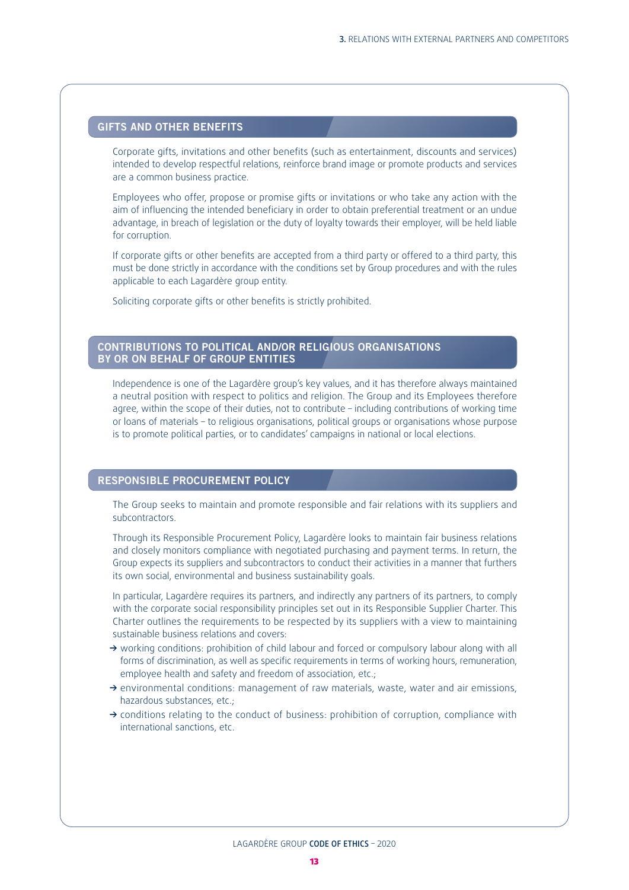## GIFTS AND OTHER BENEFITS

Corporate gifts, invitations and other benefits (such as entertainment, discounts and services) intended to develop respectful relations, reinforce brand image or promote products and services are a common business practice.

Employees who offer, propose or promise gifts or invitations or who take any action with the aim of influencing the intended beneficiary in order to obtain preferential treatment or an undue advantage, in breach of legislation or the duty of loyalty towards their employer, will be held liable for corruption.

If corporate gifts or other benefits are accepted from a third party or offered to a third party, this must be done strictly in accordance with the conditions set by Group procedures and with the rules applicable to each Lagardère group entity.

Soliciting corporate gifts or other benefits is strictly prohibited.

## CONTRIBUTIONS TO POLITICAL AND/OR RELIGIOUS ORGANISATIONS BY OR ON BEHALF OF GROUP ENTITIES

Independence is one of the Lagardère group's key values, and it has therefore always maintained a neutral position with respect to politics and religion. The Group and its Employees therefore agree, within the scope of their duties, not to contribute – including contributions of working time or loans of materials – to religious organisations, political groups or organisations whose purpose is to promote political parties, or to candidates' campaigns in national or local elections.

## RESPONSIBLE PROCUREMENT POLICY

The Group seeks to maintain and promote responsible and fair relations with its suppliers and subcontractors.

Through its Responsible Procurement Policy, Lagardère looks to maintain fair business relations and closely monitors compliance with negotiated purchasing and payment terms. In return, the Group expects its suppliers and subcontractors to conduct their activities in a manner that furthers its own social, environmental and business sustainability goals.

In particular, Lagardère requires its partners, and indirectly any partners of its partners, to comply with the corporate social responsibility principles set out in its Responsible Supplier Charter. This Charter outlines the requirements to be respected by its suppliers with a view to maintaining sustainable business relations and covers:

- working conditions: prohibition of child labour and forced or compulsory labour along with all forms of discrimination, as well as specific requirements in terms of working hours, remuneration, employee health and safety and freedom of association, etc.;
- environmental conditions: management of raw materials, waste, water and air emissions, hazardous substances, etc.;
- conditions relating to the conduct of business: prohibition of corruption, compliance with international sanctions, etc.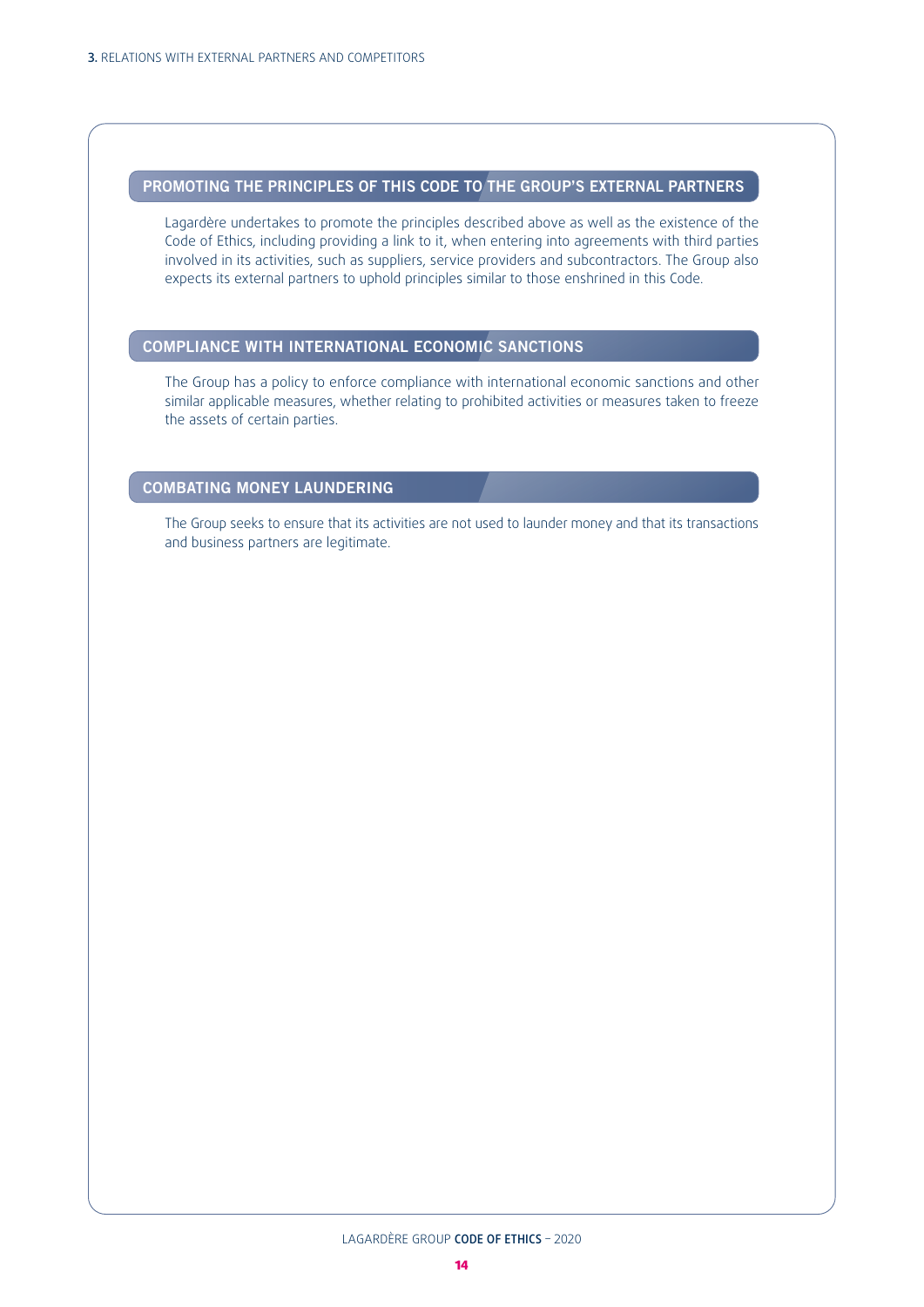## PROMOTING THE PRINCIPLES OF THIS CODE TO THE GROUP'S EXTERNAL PARTNERS

Lagardère undertakes to promote the principles described above as well as the existence of the Code of Ethics, including providing a link to it, when entering into agreements with third parties involved in its activities, such as suppliers, service providers and subcontractors. The Group also expects its external partners to uphold principles similar to those enshrined in this Code.

## COMPLIANCE WITH INTERNATIONAL ECONOMIC SANCTIONS

The Group has a policy to enforce compliance with international economic sanctions and other similar applicable measures, whether relating to prohibited activities or measures taken to freeze the assets of certain parties.

## COMBATING MONEY LAUNDERING

The Group seeks to ensure that its activities are not used to launder money and that its transactions and business partners are legitimate.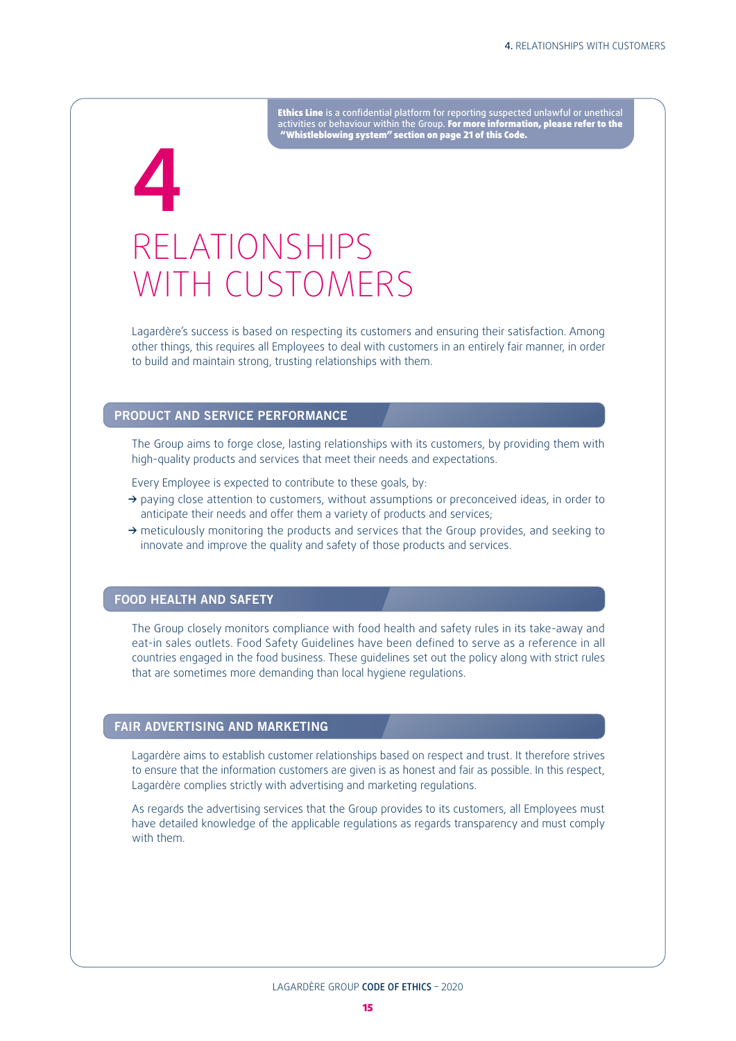**Ethics Line** is a confidential platform for reporting suspected unlawful or unethical activities or behaviour within the Group. **For more information, please refer to the "Whistleblowing system" section on page 21 of this Code.**

# 4 RELATIONSHIPS WITH CUSTOMERS

Lagardère's success is based on respecting its customers and ensuring their satisfaction. Among other things, this requires all Employees to deal with customers in an entirely fair manner, in order to build and maintain strong, trusting relationships with them.

## PRODUCT AND SERVICE PERFORMANCE

The Group aims to forge close, lasting relationships with its customers, by providing them with high-quality products and services that meet their needs and expectations.

Every Employee is expected to contribute to these goals, by:

- paying close attention to customers, without assumptions or preconceived ideas, in order to anticipate their needs and offer them a variety of products and services;
- meticulously monitoring the products and services that the Group provides, and seeking to innovate and improve the quality and safety of those products and services.

## FOOD HEALTH AND SAFETY

The Group closely monitors compliance with food health and safety rules in its take-away and eat-in sales outlets. Food Safety Guidelines have been defined to serve as a reference in all countries engaged in the food business. These guidelines set out the policy along with strict rules that are sometimes more demanding than local hygiene regulations.

## FAIR ADVERTISING AND MARKETING

Lagardère aims to establish customer relationships based on respect and trust. It therefore strives to ensure that the information customers are given is as honest and fair as possible. In this respect, Lagardère complies strictly with advertising and marketing regulations.

As regards the advertising services that the Group provides to its customers, all Employees must have detailed knowledge of the applicable regulations as regards transparency and must comply with them.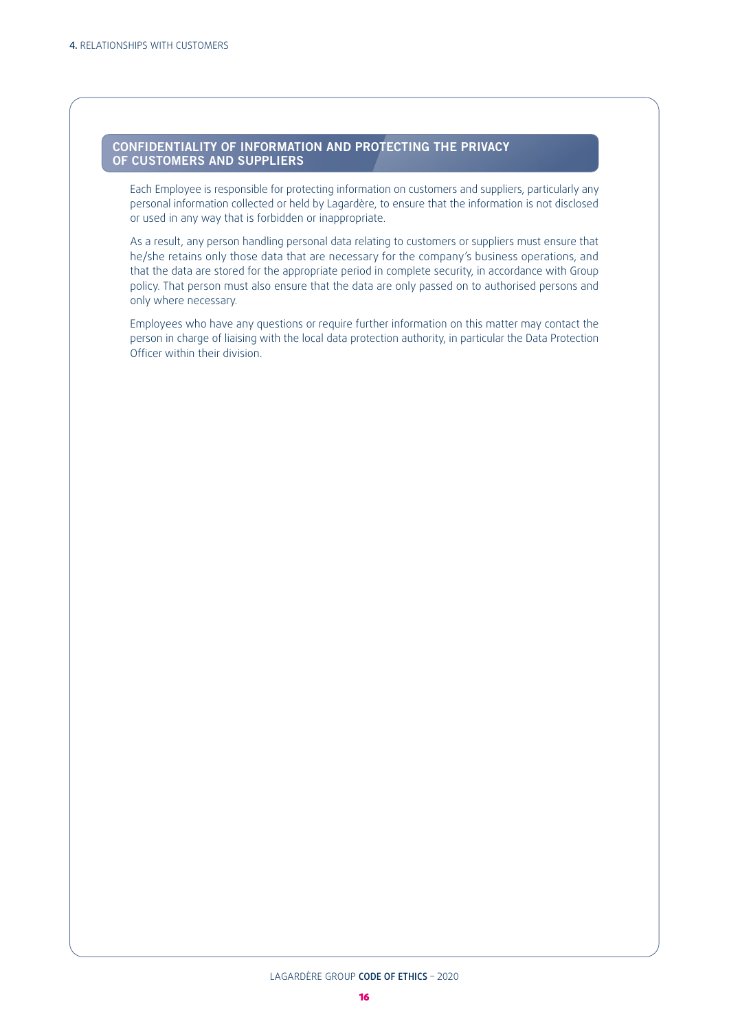## CONFIDENTIALITY OF INFORMATION AND PROTECTING THE PRIVACY OF CUSTOMERS AND SUPPLIERS

Each Employee is responsible for protecting information on customers and suppliers, particularly any personal information collected or held by Lagardère, to ensure that the information is not disclosed or used in any way that is forbidden or inappropriate.

As a result, any person handling personal data relating to customers or suppliers must ensure that he/she retains only those data that are necessary for the company's business operations, and that the data are stored for the appropriate period in complete security, in accordance with Group policy. That person must also ensure that the data are only passed on to authorised persons and only where necessary.

Employees who have any questions or require further information on this matter may contact the person in charge of liaising with the local data protection authority, in particular the Data Protection Officer within their division.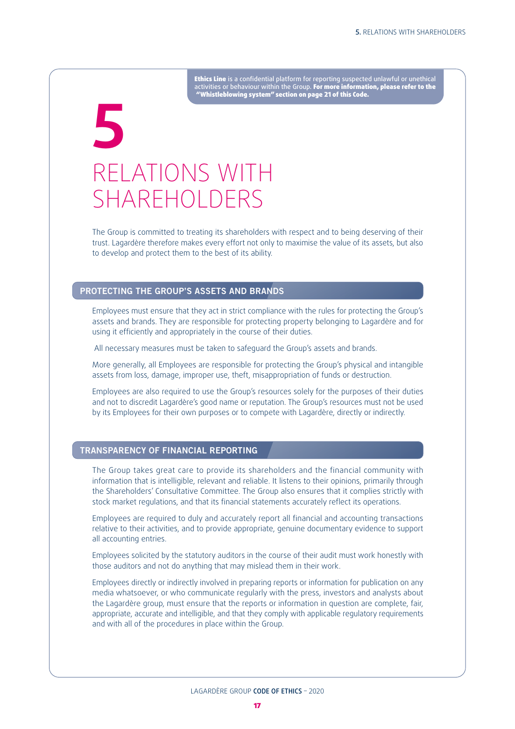**Ethics Line** is a confidential platform for reporting suspected unlawful or unethical activities or behaviour within the Group. **For more information, please refer to the "Whistleblowing system" section on page 21 of this Code.**

# 5 RELATIONS WITH SHAREHOLDERS

The Group is committed to treating its shareholders with respect and to being deserving of their trust. Lagardère therefore makes every effort not only to maximise the value of its assets, but also to develop and protect them to the best of its ability.

## PROTECTING THE GROUP'S ASSETS AND BRANDS

Employees must ensure that they act in strict compliance with the rules for protecting the Group's assets and brands. They are responsible for protecting property belonging to Lagardère and for using it efficiently and appropriately in the course of their duties.

All necessary measures must be taken to safeguard the Group's assets and brands.

More generally, all Employees are responsible for protecting the Group's physical and intangible assets from loss, damage, improper use, theft, misappropriation of funds or destruction.

Employees are also required to use the Group's resources solely for the purposes of their duties and not to discredit Lagardère's good name or reputation. The Group's resources must not be used by its Employees for their own purposes or to compete with Lagardère, directly or indirectly.

## TRANSPARENCY OF FINANCIAL REPORTING

The Group takes great care to provide its shareholders and the financial community with information that is intelligible, relevant and reliable. It listens to their opinions, primarily through the Shareholders' Consultative Committee. The Group also ensures that it complies strictly with stock market regulations, and that its financial statements accurately reflect its operations.

Employees are required to duly and accurately report all financial and accounting transactions relative to their activities, and to provide appropriate, genuine documentary evidence to support all accounting entries.

Employees solicited by the statutory auditors in the course of their audit must work honestly with those auditors and not do anything that may mislead them in their work.

Employees directly or indirectly involved in preparing reports or information for publication on any media whatsoever, or who communicate regularly with the press, investors and analysts about the Lagardère group, must ensure that the reports or information in question are complete, fair, appropriate, accurate and intelligible, and that they comply with applicable regulatory requirements and with all of the procedures in place within the Group.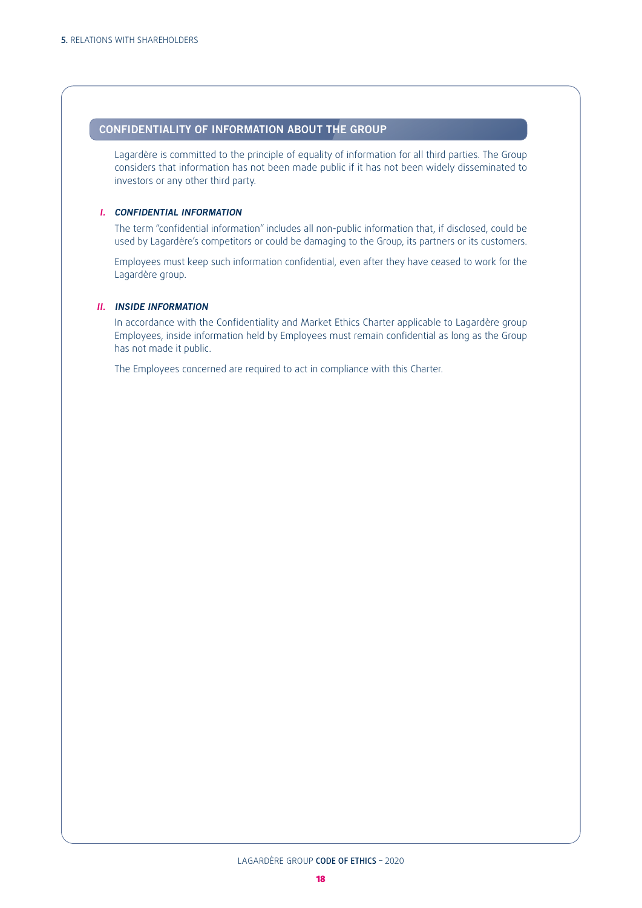## CONFIDENTIALITY OF INFORMATION ABOUT THE GROUP

Lagardère is committed to the principle of equality of information for all third parties. The Group considers that information has not been made public if it has not been widely disseminated to investors or any other third party.

### I. CONFIDENTIAL INFORMATION

The term "confidential information" includes all non-public information that, if disclosed, could be used by Lagardère's competitors or could be damaging to the Group, its partners or its customers.

Employees must keep such information confidential, even after they have ceased to work for the Lagardère group.

### II. INSIDE INFORMATION

In accordance with the Confidentiality and Market Ethics Charter applicable to Lagardère group Employees, inside information held by Employees must remain confidential as long as the Group has not made it public.

The Employees concerned are required to act in compliance with this Charter.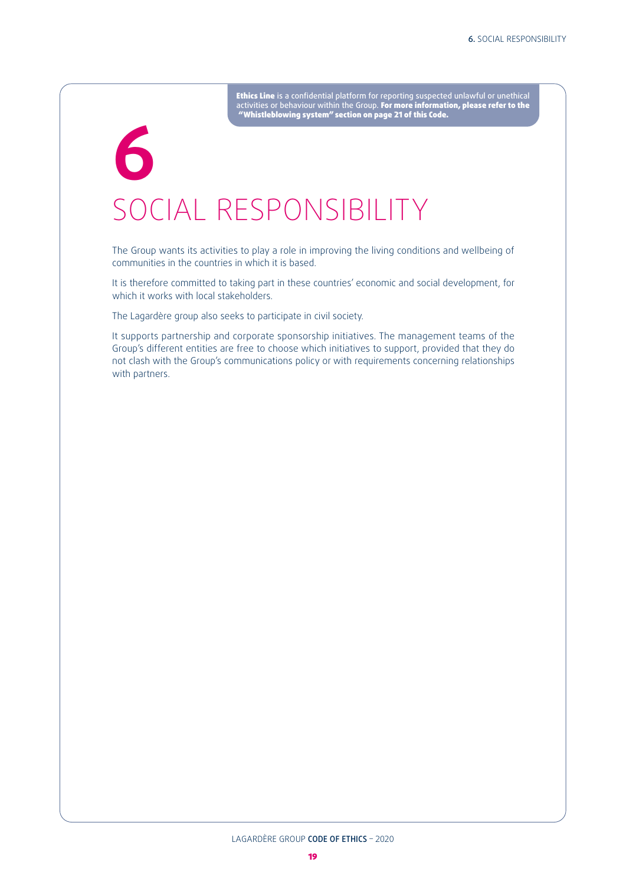**Ethics Line** is a confidential platform for reporting suspected unlawful or unethical activities or behaviour within the Group. **For more information, please refer to the "Whistleblowing system" section on page 21 of this Code.**

# 6 SOCIAL RESPONSIBILITY

The Group wants its activities to play a role in improving the living conditions and wellbeing of communities in the countries in which it is based.

It is therefore committed to taking part in these countries' economic and social development, for which it works with local stakeholders.

The Lagardère group also seeks to participate in civil society.

It supports partnership and corporate sponsorship initiatives. The management teams of the Group's different entities are free to choose which initiatives to support, provided that they do not clash with the Group's communications policy or with requirements concerning relationships with partners.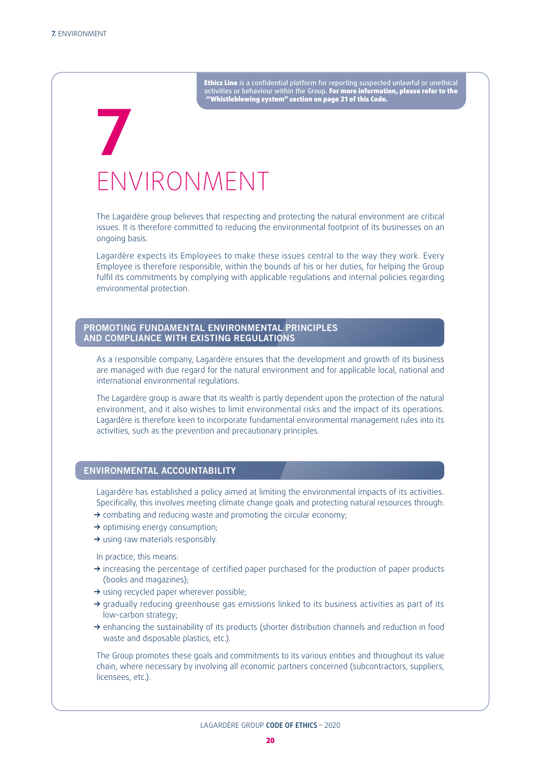**Ethics Line** is a confidential platform for reporting suspected unlawful or unethical activities or behaviour within the Group. **For more information, please refer to the "Whistleblowing system" section on page 21 of this Code.**

# 7 ENVIRONMENT

The Lagardère group believes that respecting and protecting the natural environment are critical issues. It is therefore committed to reducing the environmental footprint of its businesses on an ongoing basis.

Lagardère expects its Employees to make these issues central to the way they work. Every Employee is therefore responsible, within the bounds of his or her duties, for helping the Group fulfil its commitments by complying with applicable regulations and internal policies regarding environmental protection.

## PROMOTING FUNDAMENTAL ENVIRONMENTAL PRINCIPLES AND COMPLIANCE WITH EXISTING REGULATIONS

As a responsible company, Lagardère ensures that the development and growth of its business are managed with due regard for the natural environment and for applicable local, national and international environmental regulations.

The Lagardère group is aware that its wealth is partly dependent upon the protection of the natural environment, and it also wishes to limit environmental risks and the impact of its operations. Lagardère is therefore keen to incorporate fundamental environmental management rules into its activities, such as the prevention and precautionary principles.

## ENVIRONMENTAL ACCOUNTABILITY

Lagardère has established a policy aimed at limiting the environmental impacts of its activities. Specifically, this involves meeting climate change goals and protecting natural resources through:

- combating and reducing waste and promoting the circular economy;
- optimising energy consumption;
- using raw materials responsibly.

In practice, this means:

- increasing the percentage of certified paper purchased for the production of paper products (books and magazines);
- using recycled paper wherever possible;
- gradually reducing greenhouse gas emissions linked to its business activities as part of its low-carbon strategy;
- enhancing the sustainability of its products (shorter distribution channels and reduction in food waste and disposable plastics, etc.).

The Group promotes these goals and commitments to its various entities and throughout its value chain, where necessary by involving all economic partners concerned (subcontractors, suppliers, licensees, etc.).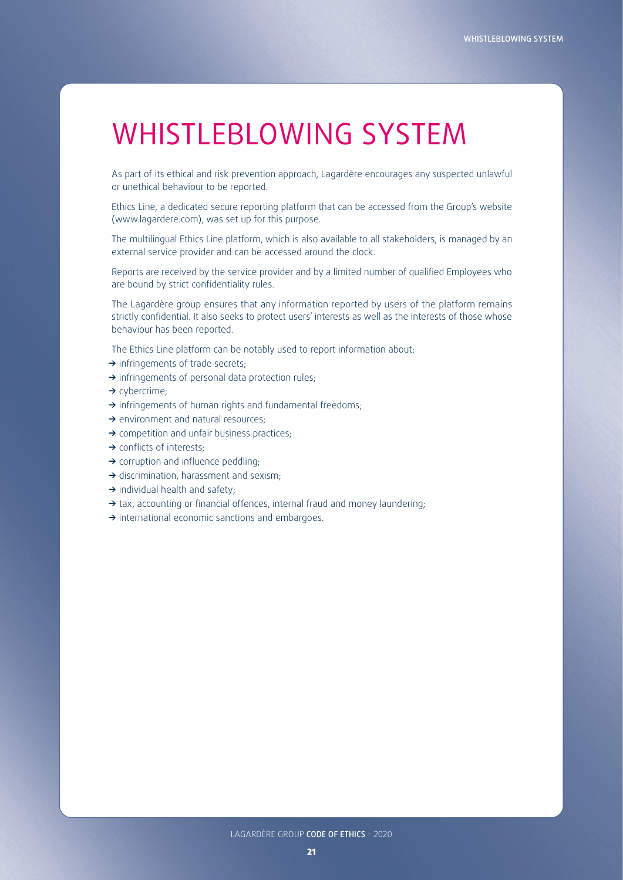# WHISTLEBLOWING SYSTEM

As part of its ethical and risk prevention approach, Lagardère encourages any suspected unlawful or unethical behaviour to be reported.

Ethics Line, a dedicated secure reporting platform that can be accessed from the Group's website (www.lagardere.com), was set up for this purpose.

The multilingual Ethics Line platform, which is also available to all stakeholders, is managed by an external service provider and can be accessed around the clock.

Reports are received by the service provider and by a limited number of qualified Employees who are bound by strict confidentiality rules.

The Lagardère group ensures that any information reported by users of the platform remains strictly confidential. It also seeks to protect users' interests as well as the interests of those whose behaviour has been reported.

The Ethics Line platform can be notably used to report information about:

- infringements of trade secrets;
- infringements of personal data protection rules;
- cybercrime;
- infringements of human rights and fundamental freedoms;
- environment and natural resources;
- competition and unfair business practices;
- conflicts of interests;
- corruption and influence peddling;
- discrimination, harassment and sexism;
- individual health and safety;
- tax, accounting or financial offences, internal fraud and money laundering;
- international economic sanctions and embargoes.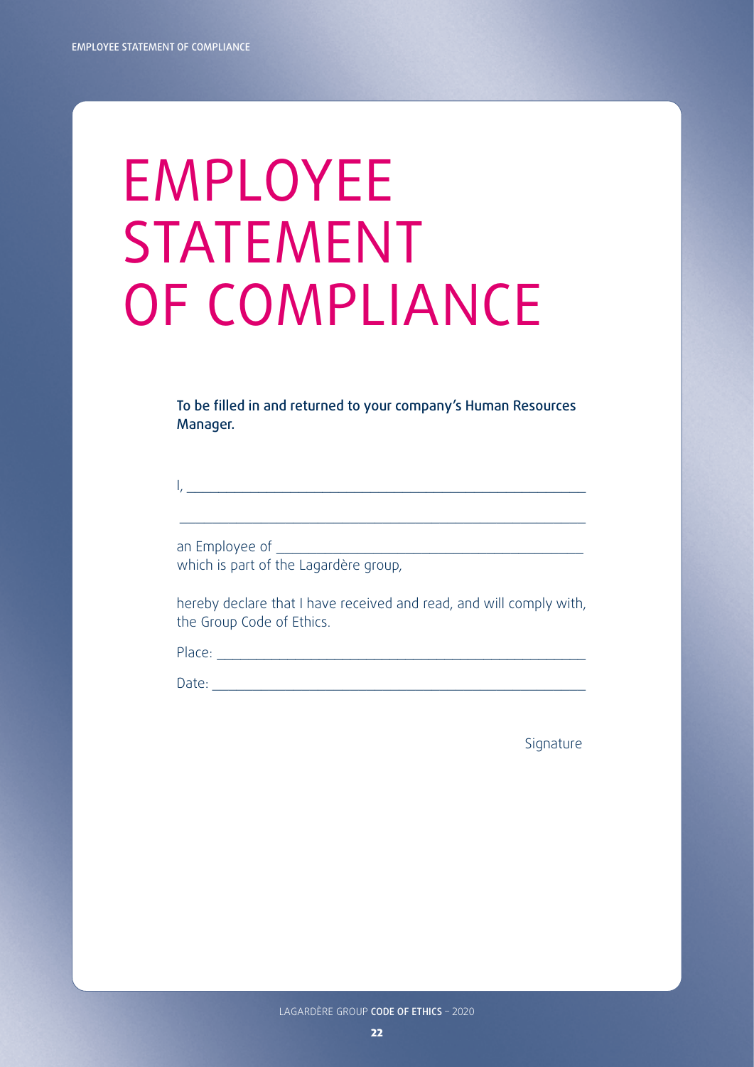# EMPLOYEE STATEMENT OF COMPLIANCE

**To be filled in and returned to your company's Human Resources Manager.**

I, ____________________________________________________

____________________________________________________

an Employee of ________________________________________
which is part of the Lagardère group,

hereby declare that I have received and read, and will comply with, the Group Code of Ethics.

Place: ________________________________________________

Date: ________________________________________________

Signature